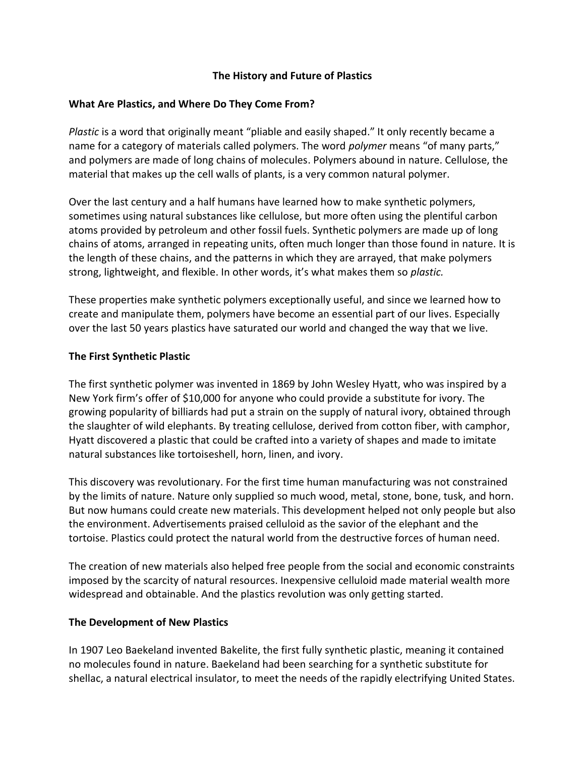# The History and Future of Plastics

## What Are Plastics, and Where Do They Come From?

*Plastic* is a word that originally meant "pliable and easily shaped." It only recently became a name for a category of materials called polymers. The word *polymer* means "of many parts," and polymers are made of long chains of molecules. Polymers abound in nature. Cellulose, the material that makes up the cell walls of plants, is a very common natural polymer.

Over the last century and a half humans have learned how to make synthetic polymers, sometimes using natural substances like cellulose, but more often using the plentiful carbon atoms provided by petroleum and other fossil fuels. Synthetic polymers are made up of long chains of atoms, arranged in repeating units, often much longer than those found in nature. It is the length of these chains, and the patterns in which they are arrayed, that make polymers strong, lightweight, and flexible. In other words, it's what makes them so *plastic.*

These properties make synthetic polymers exceptionally useful, and since we learned how to create and manipulate them, polymers have become an essential part of our lives. Especially over the last 50 years plastics have saturated our world and changed the way that we live.

## The First Synthetic Plastic

The first synthetic polymer was invented in 1869 by John Wesley Hyatt, who was inspired by a New York firm's offer of $10,000 for anyone who could provide a substitute for ivory. The growing popularity of billiards had put a strain on the supply of natural ivory, obtained through the slaughter of wild elephants. By treating cellulose, derived from cotton fiber, with camphor, Hyatt discovered a plastic that could be crafted into a variety of shapes and made to imitate natural substances like tortoiseshell, horn, linen, and ivory.

This discovery was revolutionary. For the first time human manufacturing was not constrained by the limits of nature. Nature only supplied so much wood, metal, stone, bone, tusk, and horn. But now humans could create new materials. This development helped not only people but also the environment. Advertisements praised celluloid as the savior of the elephant and the tortoise. Plastics could protect the natural world from the destructive forces of human need.

The creation of new materials also helped free people from the social and economic constraints imposed by the scarcity of natural resources. Inexpensive celluloid made material wealth more widespread and obtainable. And the plastics revolution was only getting started.

## The Development of New Plastics

In 1907 Leo Baekeland invented Bakelite, the first fully synthetic plastic, meaning it contained no molecules found in nature. Baekeland had been searching for a synthetic substitute for shellac, a natural electrical insulator, to meet the needs of the rapidly electrifying United States.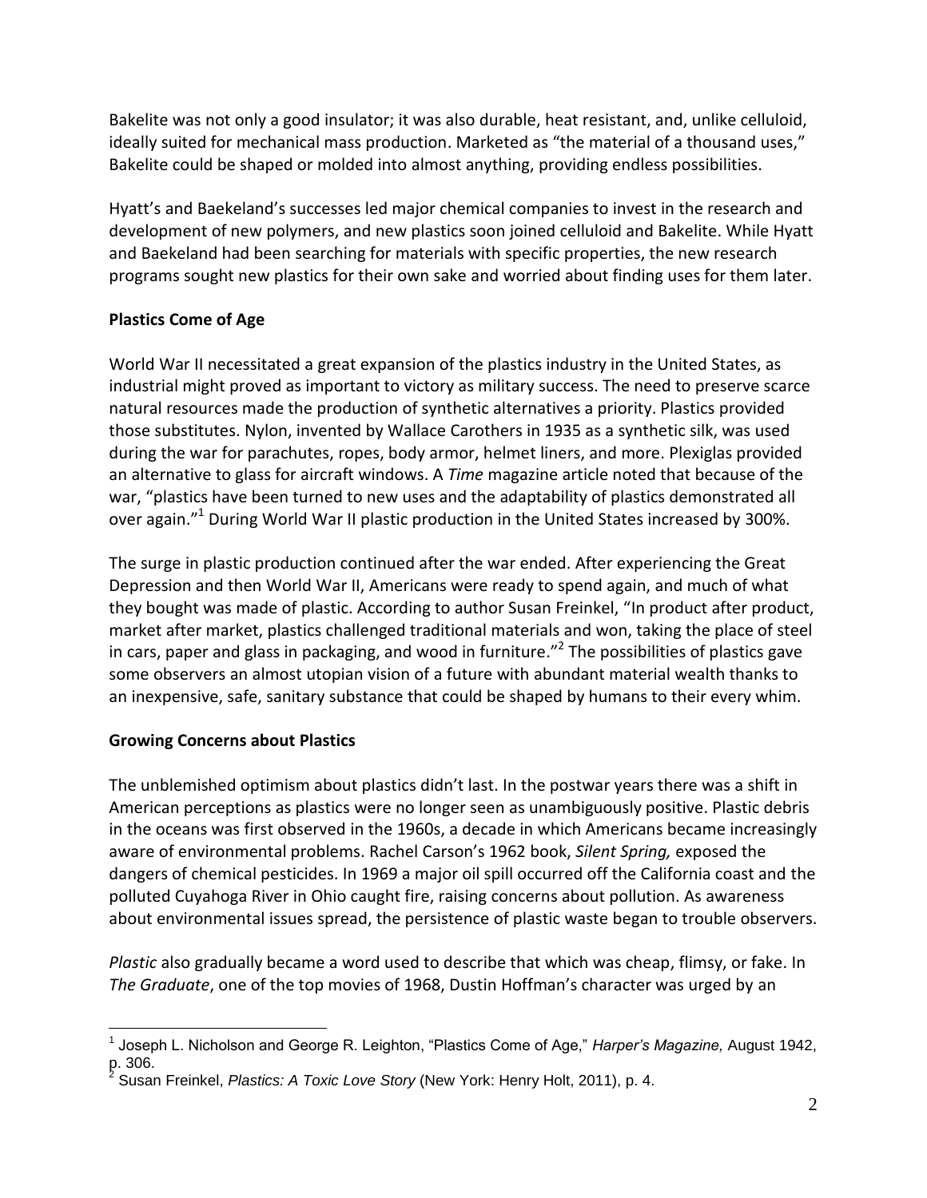Bakelite was not only a good insulator; it was also durable, heat resistant, and, unlike celluloid, ideally suited for mechanical mass production. Marketed as "the material of a thousand uses," Bakelite could be shaped or molded into almost anything, providing endless possibilities.

Hyatt's and Baekeland's successes led major chemical companies to invest in the research and development of new polymers, and new plastics soon joined celluloid and Bakelite. While Hyatt and Baekeland had been searching for materials with specific properties, the new research programs sought new plastics for their own sake and worried about finding uses for them later.

## Plastics Come of Age

World War II necessitated a great expansion of the plastics industry in the United States, as industrial might proved as important to victory as military success. The need to preserve scarce natural resources made the production of synthetic alternatives a priority. Plastics provided those substitutes. Nylon, invented by Wallace Carothers in 1935 as a synthetic silk, was used during the war for parachutes, ropes, body armor, helmet liners, and more. Plexiglas provided an alternative to glass for aircraft windows. A *Time* magazine article noted that because of the war, "plastics have been turned to new uses and the adaptability of plastics demonstrated all over again."[1] During World War II plastic production in the United States increased by 300%.

The surge in plastic production continued after the war ended. After experiencing the Great Depression and then World War II, Americans were ready to spend again, and much of what they bought was made of plastic. According to author Susan Freinkel, "In product after product, market after market, plastics challenged traditional materials and won, taking the place of steel in cars, paper and glass in packaging, and wood in furniture."[2] The possibilities of plastics gave some observers an almost utopian vision of a future with abundant material wealth thanks to an inexpensive, safe, sanitary substance that could be shaped by humans to their every whim.

## Growing Concerns about Plastics

The unblemished optimism about plastics didn't last. In the postwar years there was a shift in American perceptions as plastics were no longer seen as unambiguously positive. Plastic debris in the oceans was first observed in the 1960s, a decade in which Americans became increasingly aware of environmental problems. Rachel Carson's 1962 book, *Silent Spring,* exposed the dangers of chemical pesticides. In 1969 a major oil spill occurred off the California coast and the polluted Cuyahoga River in Ohio caught fire, raising concerns about pollution. As awareness about environmental issues spread, the persistence of plastic waste began to trouble observers.

*Plastic* also gradually became a word used to describe that which was cheap, flimsy, or fake. In *The Graduate*, one of the top movies of 1968, Dustin Hoffman's character was urged by an

---

[1] Joseph L. Nicholson and George R. Leighton, "Plastics Come of Age," *Harper's Magazine,* August 1942, p. 306.

[2] Susan Freinkel, *Plastics: A Toxic Love Story* (New York: Henry Holt, 2011), p. 4.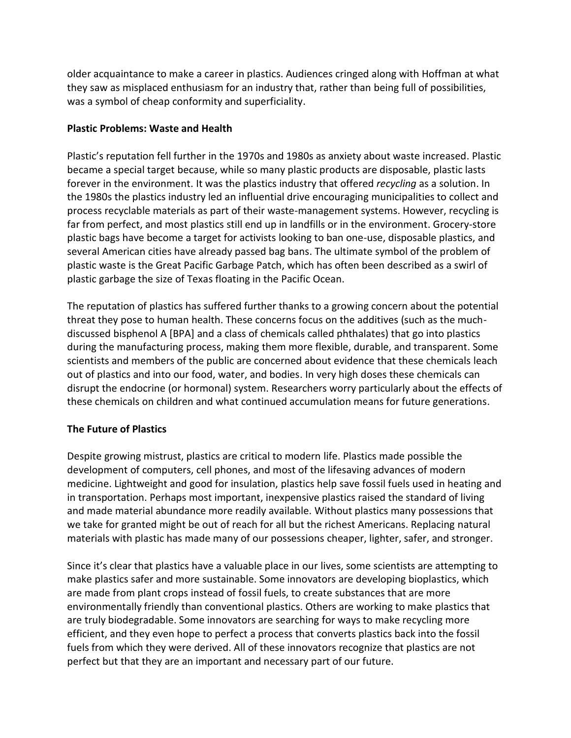older acquaintance to make a career in plastics. Audiences cringed along with Hoffman at what they saw as misplaced enthusiasm for an industry that, rather than being full of possibilities, was a symbol of cheap conformity and superficiality.

**Plastic Problems: Waste and Health**

Plastic's reputation fell further in the 1970s and 1980s as anxiety about waste increased. Plastic became a special target because, while so many plastic products are disposable, plastic lasts forever in the environment. It was the plastics industry that offered *recycling* as a solution. In the 1980s the plastics industry led an influential drive encouraging municipalities to collect and process recyclable materials as part of their waste-management systems. However, recycling is far from perfect, and most plastics still end up in landfills or in the environment. Grocery-store plastic bags have become a target for activists looking to ban one-use, disposable plastics, and several American cities have already passed bag bans. The ultimate symbol of the problem of plastic waste is the Great Pacific Garbage Patch, which has often been described as a swirl of plastic garbage the size of Texas floating in the Pacific Ocean.

The reputation of plastics has suffered further thanks to a growing concern about the potential threat they pose to human health. These concerns focus on the additives (such as the much-discussed bisphenol A [BPA] and a class of chemicals called phthalates) that go into plastics during the manufacturing process, making them more flexible, durable, and transparent. Some scientists and members of the public are concerned about evidence that these chemicals leach out of plastics and into our food, water, and bodies. In very high doses these chemicals can disrupt the endocrine (or hormonal) system. Researchers worry particularly about the effects of these chemicals on children and what continued accumulation means for future generations.

**The Future of Plastics**

Despite growing mistrust, plastics are critical to modern life. Plastics made possible the development of computers, cell phones, and most of the lifesaving advances of modern medicine. Lightweight and good for insulation, plastics help save fossil fuels used in heating and in transportation. Perhaps most important, inexpensive plastics raised the standard of living and made material abundance more readily available. Without plastics many possessions that we take for granted might be out of reach for all but the richest Americans. Replacing natural materials with plastic has made many of our possessions cheaper, lighter, safer, and stronger.

Since it's clear that plastics have a valuable place in our lives, some scientists are attempting to make plastics safer and more sustainable. Some innovators are developing bioplastics, which are made from plant crops instead of fossil fuels, to create substances that are more environmentally friendly than conventional plastics. Others are working to make plastics that are truly biodegradable. Some innovators are searching for ways to make recycling more efficient, and they even hope to perfect a process that converts plastics back into the fossil fuels from which they were derived. All of these innovators recognize that plastics are not perfect but that they are an important and necessary part of our future.